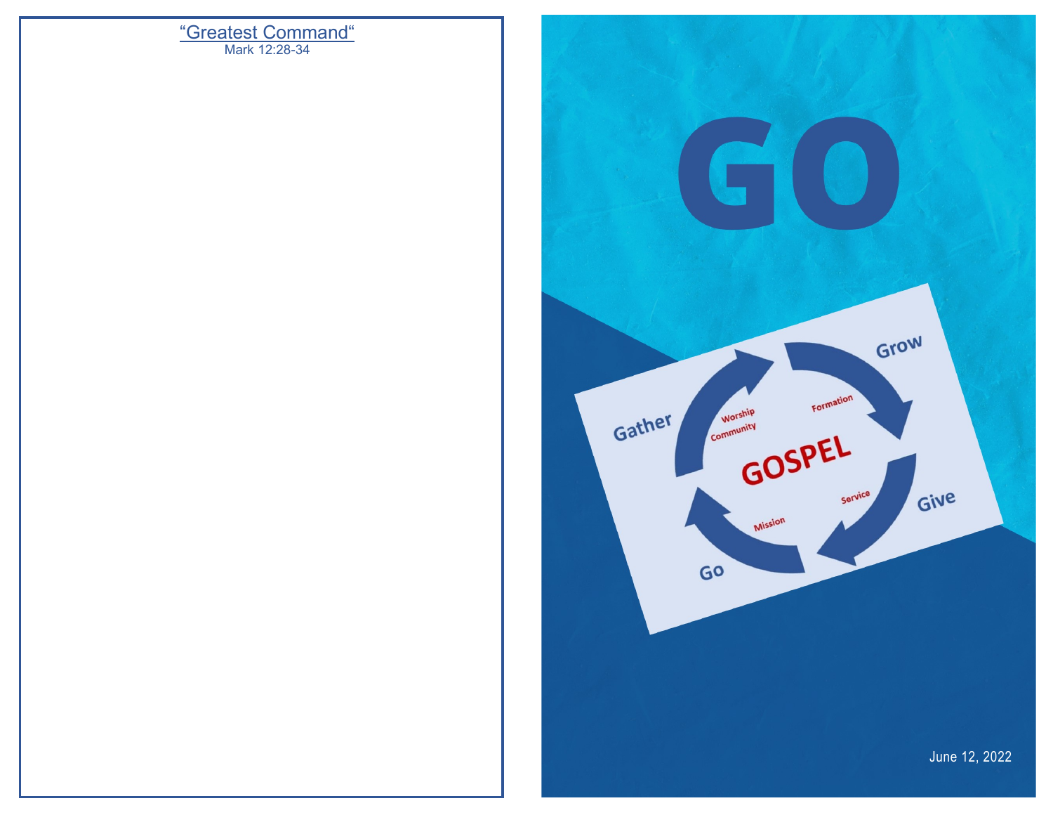"Greatest Command"

Mark 12:28-34

# GO

Gather — Worship, Community

Grow — Formation

Give — Service

Go — Mission

GOSPEL

June 12, 2022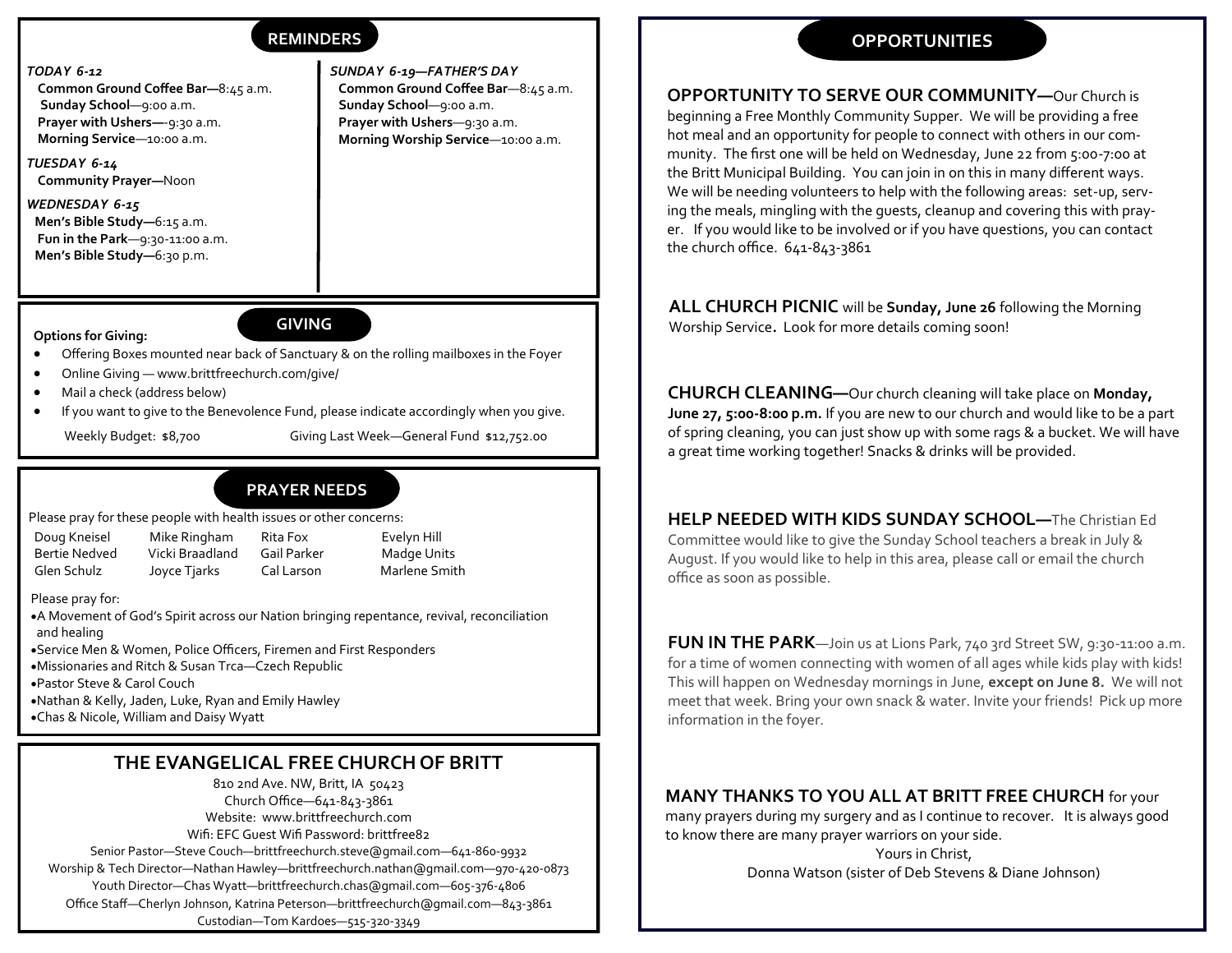## REMINDERS

*TODAY 6-12*

**Common Ground Coffee Bar—**8:45 a.m.
**Sunday School**—9:00 a.m.
**Prayer with Ushers—**-9:30 a.m.
**Morning Service**—10:00 a.m.

*TUESDAY 6-14*

**Community Prayer—**Noon

*WEDNESDAY 6-15*

**Men's Bible Study—**6:15 a.m.
**Fun in the Park**—9:30-11:00 a.m.
**Men's Bible Study—**6:30 p.m.

*SUNDAY 6-19—FATHER'S DAY*

**Common Ground Coffee Bar**—8:45 a.m.
**Sunday School**—9:00 a.m.
**Prayer with Ushers**—9:30 a.m.
**Morning Worship Service**—10:00 a.m.

## GIVING

**Options for Giving:**

- Offering Boxes mounted near back of Sanctuary & on the rolling mailboxes in the Foyer
- Online Giving — www.brittfreechurch.com/give/
- Mail a check (address below)
- If you want to give to the Benevolence Fund, please indicate accordingly when you give.

Weekly Budget: $8,700 Giving Last Week—General Fund $12,752.00

## PRAYER NEEDS

Please pray for these people with health issues or other concerns:

| | | | |
|---|---|---|---|
| Doug Kneisel | Mike Ringham | Rita Fox | Evelyn Hill |
| Bertie Nedved | Vicki Braadland | Gail Parker | Madge Units |
| Glen Schulz | Joyce Tjarks | Cal Larson | Marlene Smith |

Please pray for:

- A Movement of God's Spirit across our Nation bringing repentance, revival, reconciliation and healing
- Service Men & Women, Police Officers, Firemen and First Responders
- Missionaries and Ritch & Susan Trca—Czech Republic
- Pastor Steve & Carol Couch
- Nathan & Kelly, Jaden, Luke, Ryan and Emily Hawley
- Chas & Nicole, William and Daisy Wyatt

## THE EVANGELICAL FREE CHURCH OF BRITT

810 2nd Ave. NW, Britt, IA 50423
Church Office—641-843-3861
Website: www.brittfreechurch.com
Wifi: EFC Guest Wifi Password: brittfree82
Senior Pastor—Steve Couch—brittfreechurch.steve@gmail.com—641-860-9932
Worship & Tech Director—Nathan Hawley—brittfreechurch.nathan@gmail.com—970-420-0873
Youth Director—Chas Wyatt—brittfreechurch.chas@gmail.com—605-376-4806
Office Staff—Cherlyn Johnson, Katrina Peterson—brittfreechurch@gmail.com—843-3861
Custodian—Tom Kardoes—515-320-3349

## OPPORTUNITIES

**OPPORTUNITY TO SERVE OUR COMMUNITY—**Our Church is beginning a Free Monthly Community Supper. We will be providing a free hot meal and an opportunity for people to connect with others in our community. The first one will be held on Wednesday, June 22 from 5:00-7:00 at the Britt Municipal Building. You can join in on this in many different ways. We will be needing volunteers to help with the following areas: set-up, serving the meals, mingling with the guests, cleanup and covering this with prayer. If you would like to be involved or if you have questions, you can contact the church office. 641-843-3861

**ALL CHURCH PICNIC** will be **Sunday, June 26** following the Morning Worship Service**.** Look for more details coming soon!

**CHURCH CLEANING—**Our church cleaning will take place on **Monday, June 27, 5:00-8:00 p.m.** If you are new to our church and would like to be a part of spring cleaning, you can just show up with some rags & a bucket. We will have a great time working together! Snacks & drinks will be provided.

**HELP NEEDED WITH KIDS SUNDAY SCHOOL—**The Christian Ed Committee would like to give the Sunday School teachers a break in July & August. If you would like to help in this area, please call or email the church office as soon as possible.

**FUN IN THE PARK**—Join us at Lions Park, 740 3rd Street SW, 9:30-11:00 a.m. for a time of women connecting with women of all ages while kids play with kids! This will happen on Wednesday mornings in June, **except on June 8.** We will not meet that week. Bring your own snack & water. Invite your friends! Pick up more information in the foyer.

**MANY THANKS TO YOU ALL AT BRITT FREE CHURCH** for your many prayers during my surgery and as I continue to recover. It is always good to know there are many prayer warriors on your side.

Yours in Christ,
Donna Watson (sister of Deb Stevens & Diane Johnson)